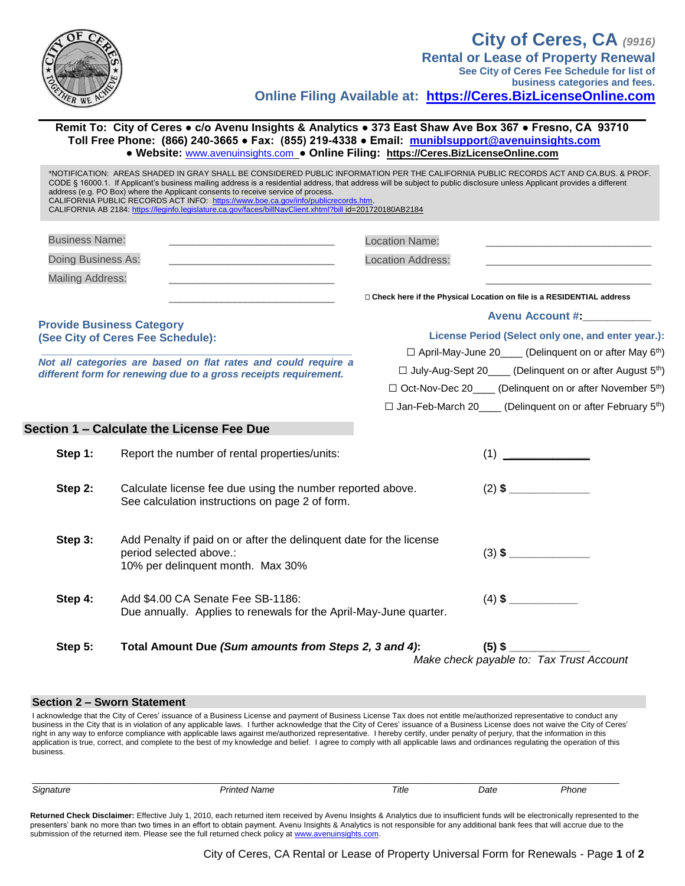# City of Ceres, CA *(9916)*

## Rental or Lease of Property Renewal

**See City of Ceres Fee Schedule for list of business categories and fees.**

**Online Filing Available at: https://Ceres.BizLicenseOnline.com**

---

**Remit To: City of Ceres ● c/o Avenu Insights & Analytics ● 373 East Shaw Ave Box 367 ● Fresno, CA 93710**
**Toll Free Phone: (866) 240-3665 ● Fax: (855) 219-4338 ● Email: muniblsupport@avenuinsights.com**
**● Website:** www.avenuinsights.com **● Online Filing: https://Ceres.BizLicenseOnline.com**

*NOTIFICATION: AREAS SHADED IN GRAY SHALL BE CONSIDERED PUBLIC INFORMATION PER THE CALIFORNIA PUBLIC RECORDS ACT AND CA.BUS. & PROF. CODE § 16000.1. If Applicant's business mailing address is a residential address, that address will be subject to public disclosure unless Applicant provides a different address (e.g. PO Box) where the Applicant consents to receive service of process.
CALIFORNIA PUBLIC RECORDS ACT INFO: https://www.boe.ca.gov/info/publicrecords.htm.
CALIFORNIA AB 2184: https://leginfo.legislature.ca.gov/faces/billNavClient.xhtml?bill id=201720180AB2184

Business Name: ______________________________

Doing Business As: ______________________________

Mailing Address: ______________________________

______________________________

Location Name: ______________________________

Location Address: ______________________________

______________________________

☐ **Check here if the Physical Location on file is a RESIDENTIAL address**

**Avenu Account #:**___________

**Provide Business Category**
**(See City of Ceres Fee Schedule):**

______________________________________________

***Not all categories are based on flat rates and could require a different form for renewing due to a gross receipts requirement.***

**License Period (Select only one, and enter year.):**

☐ April-May-June 20____ (Delinquent on or after May 6th)

☐ July-Aug-Sept 20____ (Delinquent on or after August 5th)

☐ Oct-Nov-Dec 20____ (Delinquent on or after November 5th)

☐ Jan-Feb-March 20____ (Delinquent on or after February 5th)

## Section 1 – Calculate the License Fee Due

| | | |
|---|---|---|
| **Step 1:** | Report the number of rental properties/units: | (1) _____________ |
| **Step 2:** | Calculate license fee due using the number reported above. See calculation instructions on page 2 of form. | (2) **$** _____________ |
| **Step 3:** | Add Penalty if paid on or after the delinquent date for the license period selected above.: 10% per delinquent month. Max 30% | (3) **$** _____________ |
| **Step 4:** | Add $4.00 CA Senate Fee SB-1186: Due annually. Applies to renewals for the April-May-June quarter. | (4) **$** ___________ |
| **Step 5:** | **Total Amount Due *(Sum amounts from Steps 2, 3 and 4)*:** | **(5) $** _____________ |

*Make check payable to: Tax Trust Account*

## Section 2 – Sworn Statement

I acknowledge that the City of Ceres' issuance of a Business License and payment of Business License Tax does not entitle me/authorized representative to conduct any business in the City that is in violation of any applicable laws. I further acknowledge that the City of Ceres' issuance of a Business License does not waive the City of Ceres' right in any way to enforce compliance with applicable laws against me/authorized representative. I hereby certify, under penalty of perjury, that the information in this application is true, correct, and complete to the best of my knowledge and belief. I agree to comply with all applicable laws and ordinances regulating the operation of this business.

___________________________________________________________________________________

*Signature* | *Printed Name* | *Title* | *Date* | *Phone*

**Returned Check Disclaimer:** Effective July 1, 2010, each returned item received by Avenu Insights & Analytics due to insufficient funds will be electronically represented to the presenters' bank no more than two times in an effort to obtain payment. Avenu Insights & Analytics is not responsible for any additional bank fees that will accrue due to the submission of the returned item. Please see the full returned check policy at www.avenuinsights.com.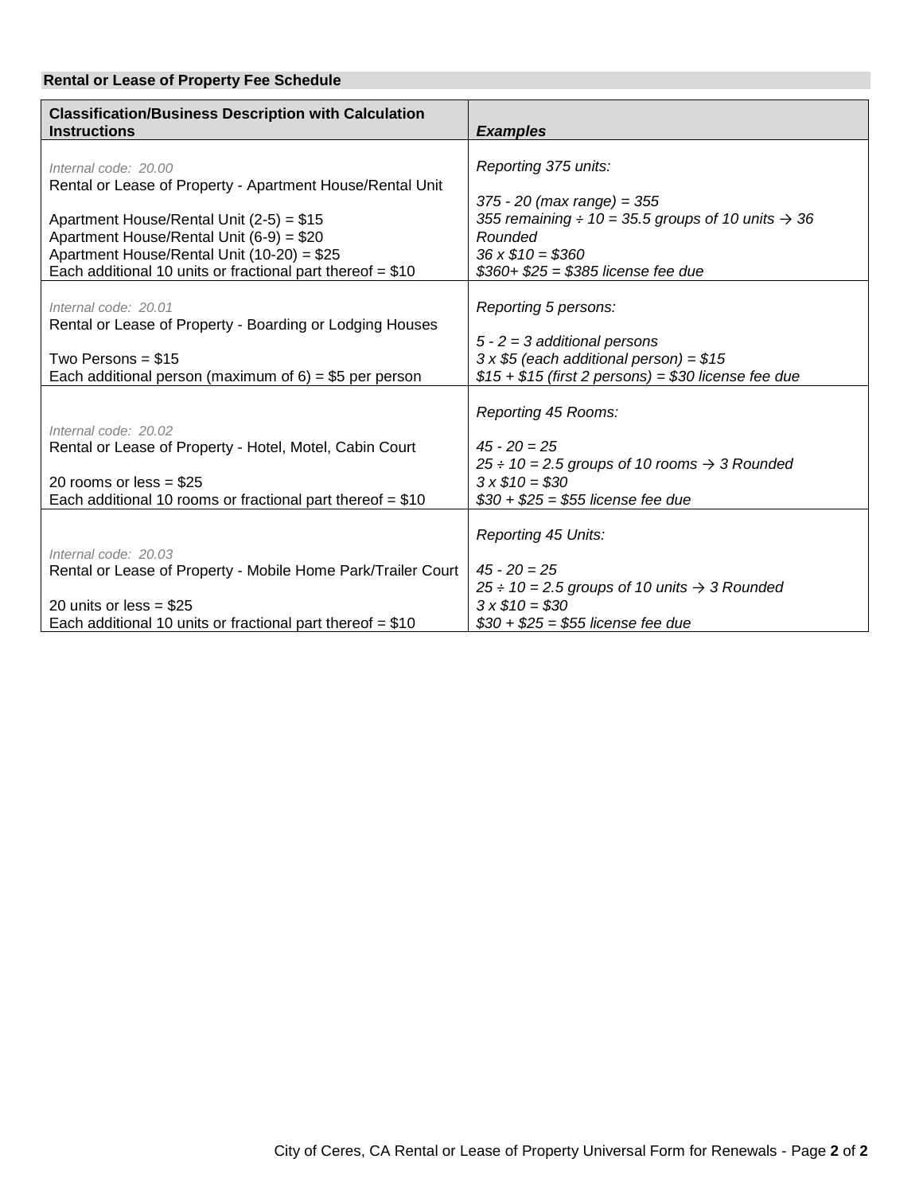## Rental or Lease of Property Fee Schedule

| **Classification/Business Description with Calculation Instructions** | ***Examples*** |
|---|---|
| *Internal code: 20.00*<br>Rental or Lease of Property - Apartment House/Rental Unit<br><br>Apartment House/Rental Unit (2-5) = $15<br>Apartment House/Rental Unit (6-9) = $20<br>Apartment House/Rental Unit (10-20) = $25<br>Each additional 10 units or fractional part thereof = $10 | *Reporting 375 units:*<br><br>*375 - 20 (max range) = 355*<br>*355 remaining ÷ 10 = 35.5 groups of 10 units → 36 Rounded*<br>*36 x $10 = $360*<br>*$360+ $25 = $385 license fee due* |
| *Internal code: 20.01*<br>Rental or Lease of Property - Boarding or Lodging Houses<br><br>Two Persons = $15<br>Each additional person (maximum of 6) = $5 per person | *Reporting 5 persons:*<br><br>*5 - 2 = 3 additional persons*<br>*3 x $5 (each additional person) = $15*<br>*$15 + $15 (first 2 persons) = $30 license fee due* |
| *Internal code: 20.02*<br>Rental or Lease of Property - Hotel, Motel, Cabin Court<br><br>20 rooms or less = $25<br>Each additional 10 rooms or fractional part thereof = $10 | *Reporting 45 Rooms:*<br><br>*45 - 20 = 25*<br>*25 ÷ 10 = 2.5 groups of 10 rooms → 3 Rounded*<br>*3 x $10 = $30*<br>*$30 + $25 = $55 license fee due* |
| *Internal code: 20.03*<br>Rental or Lease of Property - Mobile Home Park/Trailer Court<br><br>20 units or less = $25<br>Each additional 10 units or fractional part thereof = $10 | *Reporting 45 Units:*<br><br>*45 - 20 = 25*<br>*25 ÷ 10 = 2.5 groups of 10 units → 3 Rounded*<br>*3 x $10 = $30*<br>*$30 + $25 = $55 license fee due* |

City of Ceres, CA Rental or Lease of Property Universal Form for Renewals